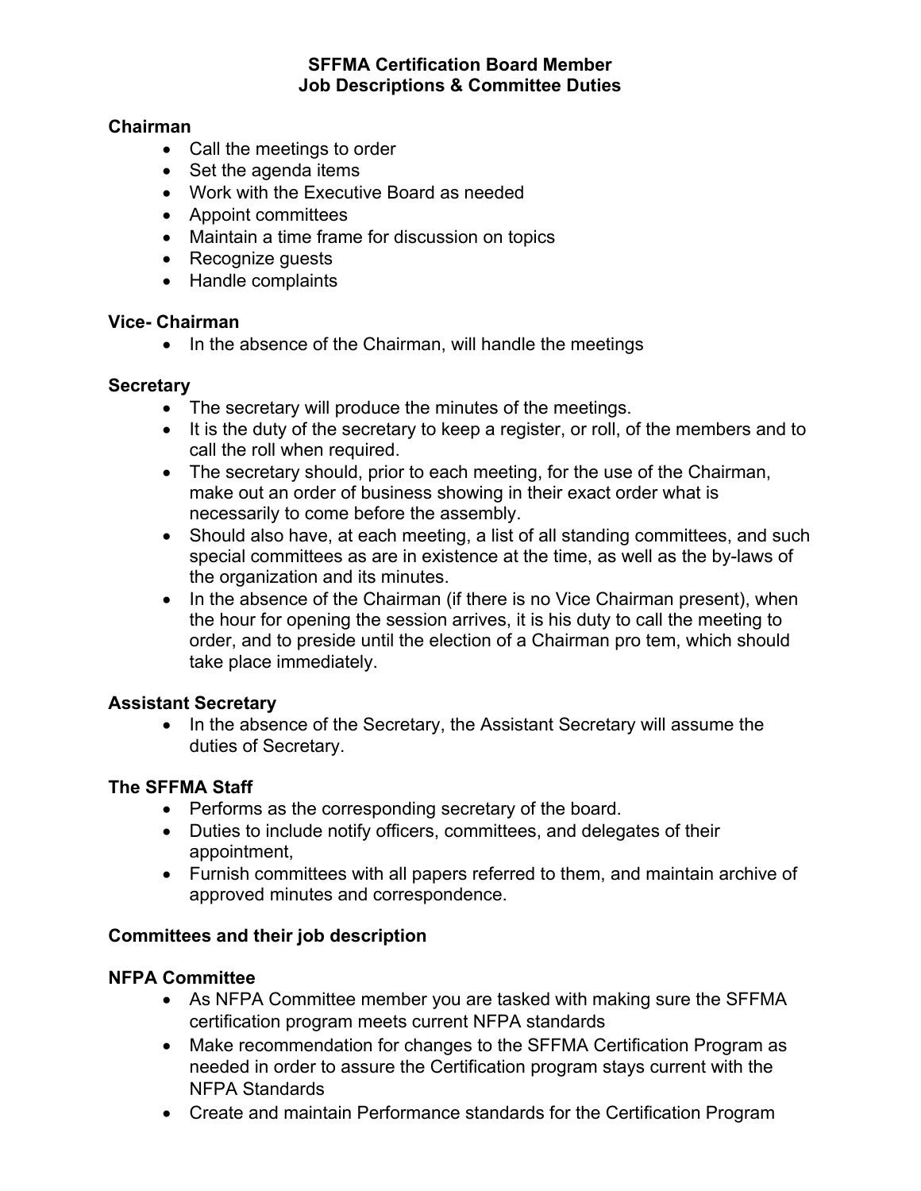# SFFMA Certification Board Member
# Job Descriptions & Committee Duties

**Chairman**

- Call the meetings to order
- Set the agenda items
- Work with the Executive Board as needed
- Appoint committees
- Maintain a time frame for discussion on topics
- Recognize guests
- Handle complaints

**Vice- Chairman**

- In the absence of the Chairman, will handle the meetings

**Secretary**

- The secretary will produce the minutes of the meetings.
- It is the duty of the secretary to keep a register, or roll, of the members and to call the roll when required.
- The secretary should, prior to each meeting, for the use of the Chairman, make out an order of business showing in their exact order what is necessarily to come before the assembly.
- Should also have, at each meeting, a list of all standing committees, and such special committees as are in existence at the time, as well as the by-laws of the organization and its minutes.
- In the absence of the Chairman (if there is no Vice Chairman present), when the hour for opening the session arrives, it is his duty to call the meeting to order, and to preside until the election of a Chairman pro tem, which should take place immediately.

**Assistant Secretary**

- In the absence of the Secretary, the Assistant Secretary will assume the duties of Secretary.

**The SFFMA Staff**

- Performs as the corresponding secretary of the board.
- Duties to include notify officers, committees, and delegates of their appointment,
- Furnish committees with all papers referred to them, and maintain archive of approved minutes and correspondence.

**Committees and their job description**

**NFPA Committee**

- As NFPA Committee member you are tasked with making sure the SFFMA certification program meets current NFPA standards
- Make recommendation for changes to the SFFMA Certification Program as needed in order to assure the Certification program stays current with the NFPA Standards
- Create and maintain Performance standards for the Certification Program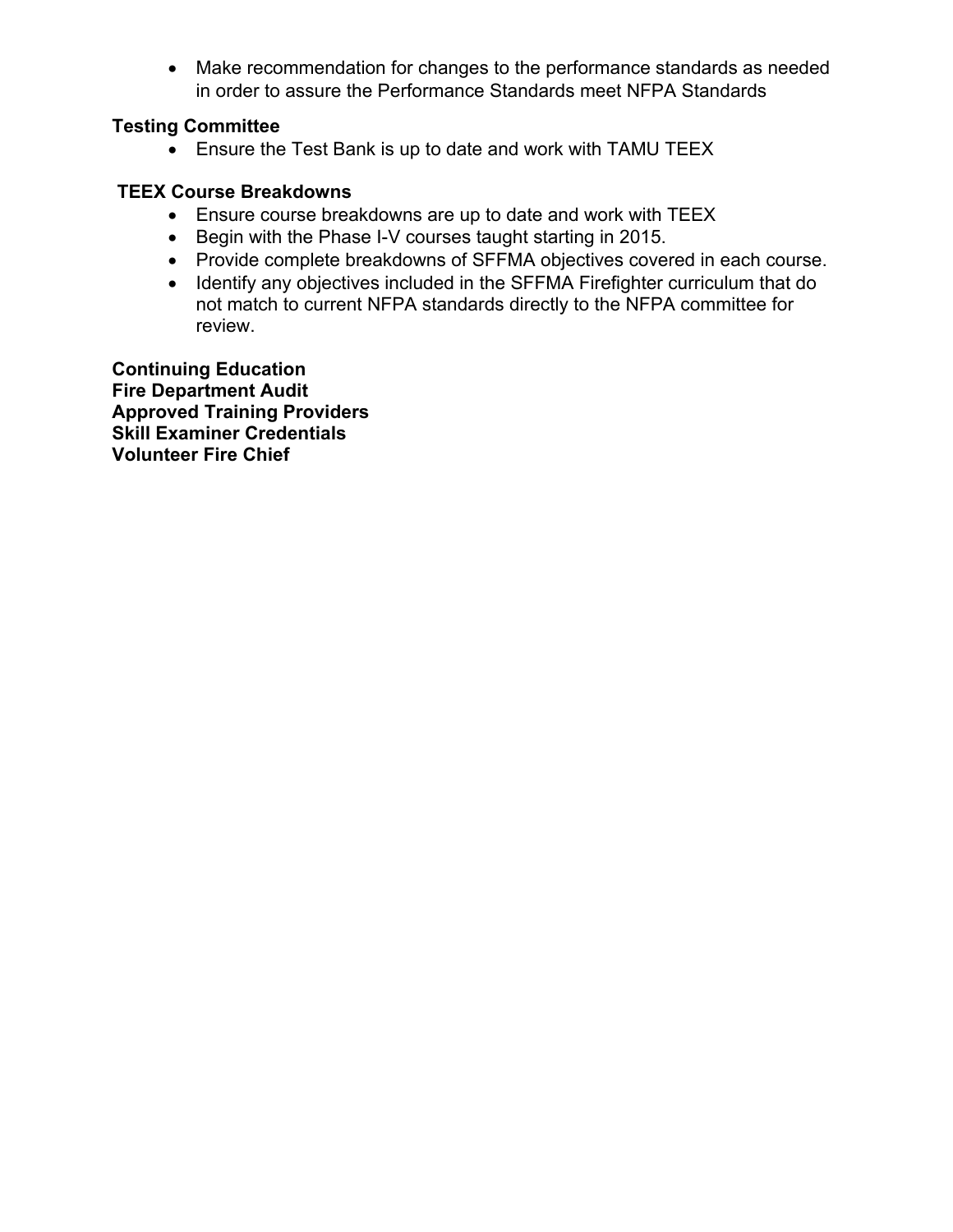- Make recommendation for changes to the performance standards as needed in order to assure the Performance Standards meet NFPA Standards

**Testing Committee**

- Ensure the Test Bank is up to date and work with TAMU TEEX

**TEEX Course Breakdowns**

- Ensure course breakdowns are up to date and work with TEEX
- Begin with the Phase I-V courses taught starting in 2015.
- Provide complete breakdowns of SFFMA objectives covered in each course.
- Identify any objectives included in the SFFMA Firefighter curriculum that do not match to current NFPA standards directly to the NFPA committee for review.

**Continuing Education**
**Fire Department Audit**
**Approved Training Providers**
**Skill Examiner Credentials**
**Volunteer Fire Chief**